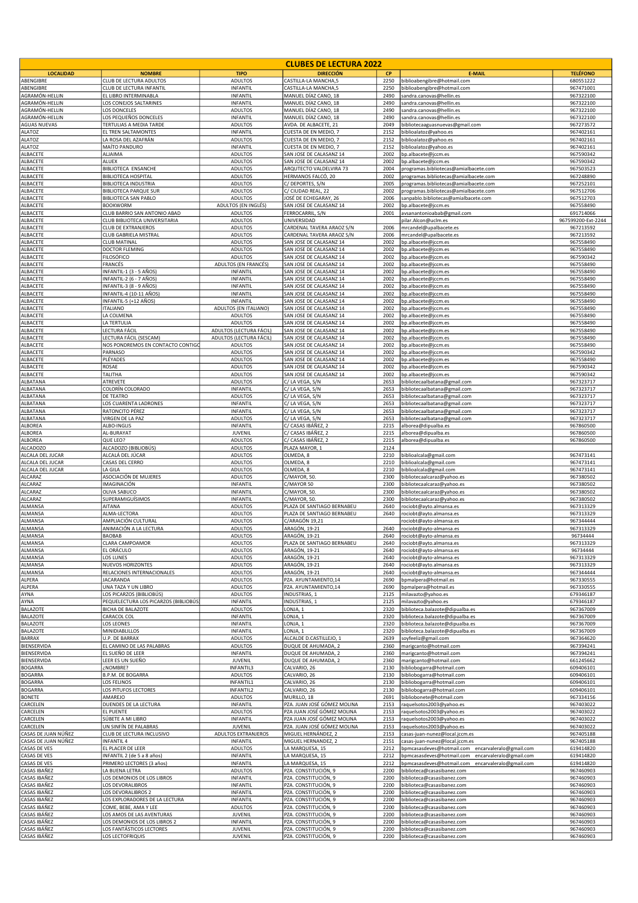# CLUBES DE LECTURA 2022

| LOCALIDAD | NOMBRE | TIPO | DIRECCIÓN | CP | E-MAIL | TELÉFONO |
|---|---|---|---|---|---|---|
| ABENGIBRE | CLUB DE LECTURA ADULTOS | ADULTOS | CASTILLA-LA MANCHA,5 | 2250 | biblioabengibre@hotmail.com | 680551222 |
| ABENGIBRE | CLUB DE LECTURA INFANTIL | INFANTIL | CASTILLA-LA MANCHA,5 | 2250 | biblioabengibre@hotmail.com | 967471001 |
| AGRAMÓN-HELLIN | EL LIBRO INTERMINABLA | INFANTIL | MANUEL DÍAZ CANO, 18 | 2490 | sandra.canovas@hellin.es | 967322100 |
| AGRAMÓN-HELLIN | LOS CONEJOS SALTARINES | INFANTIL | MANUEL DÍAZ CANO, 18 | 2490 | sandra.canovas@hellin.es | 967322100 |
| AGRAMÓN-HELLIN | LOS DONCELES | ADULTOS | MANUEL DÍAZ CANO, 18 | 2490 | sandra.canovas@hellin.es | 967322100 |
| AGRAMÓN-HELLIN | LOS PEQUEÑOS DONCELES | INFANTIL | MANUEL DÍAZ CANO, 18 | 2490 | sandra.canovas@hellin.es | 967322100 |
| AGUAS NUEVAS | TERTULIAS A MEDIA TARDE | ADULTOS | AVDA. DE ALBACETE, 21 | 2049 | bibliotecaaguasnuevas@gmail.com | 967273572 |
| ALATOZ | EL TREN SALTAMONTES | INFANTIL | CUESTA DE EN MEDIO, 7 | 2152 | biblioalatoz@yahoo.es | 967402161 |
| ALATOZ | LA ROSA DEL AZAFRÁN | ADULTOS | CUESTA DE EN MEDIO, 7 | 2152 | biblioalatoz@yahoo.es | 967402161 |
| ALATOZ | MAÍTO PANDURO | INFANTIL | CUESTA DE EN MEDIO, 7 | 2152 | biblioalatoz@yahoo.es | 967402161 |
| ALBACETE | ALJAIMA | ADULTOS | SAN JOSE DE CALASANZ 14 | 2002 | bp.albacete@jccm.es | 967590342 |
| ALBACETE | ALUEX | ADULTOS | SAN JOSE DE CALASANZ 14 | 2002 | bp.albacete@jccm.es | 967590342 |
| ALBACETE | BIBLIOTECA ENSANCHE | ADULTOS | ARQUTECTO VALDELVIRA 73 | 2004 | programas.bibliotecas@amialbacete.com | 967503523 |
| ALBACETE | BIBLIOTECA HOSPITAL | ADULTOS | HERMANOS FALCÓ, 20 | 2002 | programas.bibliotecas@amialbacete.com | 967248890 |
| ALBACETE | BIBLIOTECA INDUSTRIA | ADULTOS | C/ DEPORTES, S/N | 2005 | programas.bibliotecas@amialbacete.com | 967252101 |
| ALBACETE | BIBLIOTECA PARQUE SUR | ADULTOS | C/ CIUDAD REAL, 22 | 2002 | programas.bibliotecas@amialbacete.com | 967512706 |
| ALBACETE | BIBLIOTECA SAN PABLO | ADULTOS | JOSÉ DE ECHEGARAY, 26 | 2006 | sanpablo.bibliotecas@amialbacete.com | 967512703 |
| ALBACETE | BOOKWORM | ADULTOS (EN INGLÉS) | SAN JOSE DE CALASANZ 14 | 2002 | bp.albacete@jccm.es | 967558490 |
| ALBACETE | CLUB BARRIO SAN ANTONIO ABAD | ADULTOS | FERROCARRIL, S/N | 2001 | avsanantonioabab@gmail.com | 691714066 |
| ALBACETE | CLUB BIBLIOTECA UNIVERSITARIA | ADULTOS | UNIVERSIDAD | | pilar.Alcon@uclm.es | 967599200-Ext-2244 |
| ALBACETE | CLUB DE EXTRANJEROS | ADULTOS | CARDENAL TAVERA ARAOZ S/N | 2006 | mrcandel@upalbacete.es | 967213592 |
| ALBACETE | CLUB GABRIELA MISTRAL | ADULTOS | CARDENAL TAVERA ARAOZ S/N | 2006 | mrcandel@upalbacete.es | 967213592 |
| ALBACETE | CLUB MATINAL | ADULTOS | SAN JOSE DE CALASANZ 14 | 2002 | bp.albacete@jccm.es | 967558490 |
| ALBACETE | DOCTOR FLEMING | ADULTOS | SAN JOSE DE CALASANZ 14 | 2002 | bp.albacete@jccm.es | 967558490 |
| ALBACETE | FILOSÓFICO | ADULTOS | SAN JOSE DE CALASANZ 14 | 2002 | bp.albacete@jccm.es | 967590342 |
| ALBACETE | FRANCÉS | ADULTOS (EN FRANCÉS) | SAN JOSE DE CALASANZ 14 | 2002 | bp.albacete@jccm.es | 967558490 |
| ALBACETE | INFANTIL-1 (3 - 5 AÑOS) | INFANTIL | SAN JOSE DE CALASANZ 14 | 2002 | bp.albacete@jccm.es | 967558490 |
| ALBACETE | INFANTIL-2 (6 - 7 AÑOS) | INFANTIL | SAN JOSE DE CALASANZ 14 | 2002 | bp.albacete@jccm.es | 967558490 |
| ALBACETE | INFANTIL-3 (8 - 9 AÑOS) | INFANTIL | SAN JOSE DE CALASANZ 14 | 2002 | bp.albacete@jccm.es | 967558490 |
| ALBACETE | INFANTIL-4 (10-11 AÑOS) | INFANTIL | SAN JOSE DE CALASANZ 14 | 2002 | bp.albacete@jccm.es | 967558490 |
| ALBACETE | INFANTIL-5 (+12 AÑOS) | INFANTIL | SAN JOSE DE CALASANZ 14 | 2002 | bp.albacete@jccm.es | 967558490 |
| ALBACETE | ITALIANO | ADULTOS (EN ITALIANO) | SAN JOSE DE CALASANZ 14 | 2002 | bp.albacete@jccm.es | 967558490 |
| ALBACETE | LA COLMENA | ADULTOS | SAN JOSE DE CALASANZ 14 | 2002 | bp.albacete@jccm.es | 967558490 |
| ALBACETE | LA TERTULIA | ADULTOS | SAN JOSE DE CALASANZ 14 | 2002 | bp.albacete@jccm.es | 967558490 |
| ALBACETE | LECTURA FÁCIL | ADULTOS (LECTURA FÁCIL) | SAN JOSE DE CALASANZ 14 | 2002 | bp.albacete@jccm.es | 967558490 |
| ALBACETE | LECTURA FÁCIL (SESCAM) | ADULTOS (LECTURA FÁCIL) | SAN JOSE DE CALASANZ 14 | 2002 | bp.albacete@jccm.es | 967558490 |
| ALBACETE | NOS PONDREMOS EN CONTACTO CONTIGO | ADULTOS | SAN JOSE DE CALASANZ 14 | 2002 | bp.albacete@jccm.es | 967558490 |
| ALBACETE | PARNASO | ADULTOS | SAN JOSE DE CALASANZ 14 | 2002 | bp.albacete@jccm.es | 967590342 |
| ALBACETE | PLÉYADES | ADULTOS | SAN JOSE DE CALASANZ 14 | 2002 | bp.albacete@jccm.es | 967558490 |
| ALBACETE | ROSAE | ADULTOS | SAN JOSE DE CALASANZ 14 | 2002 | bp.albacete@jccm.es | 967590342 |
| ALBACETE | TALITHA | ADULTOS | SAN JOSE DE CALASANZ 14 | 2002 | bp.albacete@jccm.es | 967590342 |
| ALBATANA | ATREVETE | ADULTOS | C/ LA VEGA, S/N | 2653 | bibliotecaalbatana@gmail.com | 967323717 |
| ALBATANA | COLORÍN COLORADO | INFANTIL | C/ LA VEGA, S/N | 2653 | bibliotecaalbatana@gmail.com | 967323717 |
| ALBATANA | DE TEATRO | ADULTOS | C/ LA VEGA, S/N | 2653 | bibliotecaalbatana@gmail.com | 967323717 |
| ALBATANA | LOS CUARENTA LADRONES | INFANTIL | C/ LA VEGA, S/N | 2653 | bibliotecaalbatana@gmail.com | 967323717 |
| ALBATANA | RATONCITO PÉREZ | INFANTIL | C/ LA VEGA, S/N | 2653 | bibliotecaalbatana@gmail.com | 967323717 |
| ALBATANA | VIRGEN DE LA PAZ | ADULTOS | C/ LA VEGA, S/N | 2653 | bibliotecaalbatana@gmail.com | 967323717 |
| ALBOREA | ALBO-INGLIS | INFANTIL | C/ CASAS IBÁÑEZ, 2 | 2215 | alborea@dipualba.es | 967860500 |
| ALBOREA | AL-BURAYAT | JUVENIL | C/ CASAS IBÁÑEZ, 2 | 2215 | alborea@dipualba.es | 967860500 |
| ALBOREA | QUE LEO? | ADULTOS | C/ CASAS IBÁÑEZ, 2 | 2215 | alborea@dipualba.es | 967860500 |
| ALCADOZO | ALCADOZO (BIBLIOBÚS) | ADULTOS | PLAZA MAYOR, 1 | 2124 | | |
| ALCALA DEL JUCAR | ALCALÁ DEL JÚCAR | ADULTOS | OLMEDA, 8 | 2210 | biblioalcala@gmail.com | 967473141 |
| ALCALA DEL JUCAR | CASAS DEL CERRO | ADULTOS | OLMEDA, 8 | 2210 | biblioalcala@gmail.com | 967473141 |
| ALCALA DEL JUCAR | LA GILA | ADULTOS | OLMEDA, 8 | 2210 | biblioalcala@gmail.com | 967473141 |
| ALCARAZ | ASOCIACIÓN DE MUJERES | ADULTOS | C/MAYOR, 50. | 2300 | bibliotecaalcaraz@yahoo.es | 967380502 |
| ALCARAZ | IMAGINACIÓN | INFANTIL | C/MAYOR 50 | 2300 | bibliotecaalcaraz@yahoo.es | 967380502 |
| ALCARAZ | OLIVA SABUCO | INFANTIL | C/MAYOR, 50. | 2300 | bibliotecaalcaraz@yahoo.es | 967380502 |
| ALCARAZ | SUPERAMIGUÍSIMOS | INFANTIL | C/MAYOR, 50. | 2300 | bibliotecaalcaraz@yahoo.es | 967380502 |
| ALMANSA | AITANA | ADULTOS | PLAZA DE SANTIAGO BERNABEU | 2640 | rociobt@ayto.almansa.es | 967313329 |
| ALMANSA | ALMA-LECTORA | ADULTOS | PLAZA DE SANTIAGO BERNABEU | 2640 | rociobt@ayto.almansa.es | 967313329 |
| ALMANSA | AMPLIACIÓN CULTURAL | ADULTOS | C/ARAGÓN 19,21 | | rociobt@ayto-almansa.es | 967344444 |
| ALMANSA | ANIMACIÓN A LA LECTURA | ADULTOS | ARAGÓN, 19-21 | 2640 | rociobt@ayto-almansa.es | 967313329 |
| ALMANSA | BAOBAB | ADULTOS | ARAGÓN, 19-21 | 2640 | rociobt@ayto-almansa.es | 96734444 |
| ALMANSA | CLARA CAMPOAMOR | ADULTOS | PLAZA DE SANTIAGO BERNABEU | 2640 | rociobt@ayto.almansa.es | 967313329 |
| ALMANSA | EL ORÁCULO | ADULTOS | ARAGÓN, 19-21 | 2640 | rociobt@ayto-almansa.es | 96734444 |
| ALMANSA | LOS LUNES | ADULTOS | ARAGÓN, 19-21 | 2640 | rociobt@ayto-almansa.es | 967313329 |
| ALMANSA | NUEVOS HORIZONTES | ADULTOS | ARAGÓN, 19-21 | 2640 | rociobt@ayto-almansa.es | 967313329 |
| ALMANSA | RELACIONES INTERNACIONALES | ADULTOS | ARAGÓN, 19-21 | 2640 | rociobt@ayto-almansa.es | 967344444 |
| ALPERA | JACARANDA | ADULTOS | PZA. AYUNTAMIENTO,14 | 2690 | bpmalpera@hotmail.es | 967330555 |
| ALPERA | UNA TAZA Y UN LIBRO | ADULTOS | PZA. AYUNTAMIENTO,14 | 2690 | bpmalpera@hotmail.es | 967330555 |
| AYNA | LOS PICARZOS (BIBLIOBÚS) | ADULTOS | INDUSTRIAS, 1 | 2125 | milavazto@yahoo.es | 679346187 |
| AYNA | PEQUELECTURA LOS PICARZOS (BIBLIOBÚS) | INFANTIL | INDUSTRIAS, 1 | 2125 | milavazto@yahoo.es | 679346187 |
| BALAZOTE | BICHA DE BALAZOTE | ADULTOS | LONJA, 1 | 2320 | biblioteca.balazote@dipualba.es | 967367009 |
| BALAZOTE | CARACOL COL | INFANTIL | LONJA, 1 | 2320 | biblioteca.balazote@dipualba.es | 967367009 |
| BALAZOTE | LOS LEONES | INFANTIL | LONJA, 1 | 2320 | biblioteca.balazote@dipualba.es | 967367009 |
| BALAZOTE | MINIDIABLILLOS | INFANTIL | LONJA, 1 | 2320 | biblioteca.balazote@dipualba.es | 967367009 |
| BARRAX | U.P. DE BARRAX | ADULTOS | ALCALDE D.CASTILLEJO, 1 | 2639 | soyfeeliz@gmail.com | 967364620 |
| BIENSERVIDA | EL CAMINO DE LAS PALABRAS | ADULTOS | DUQUE DE AHUMADA, 2 | 2360 | marigcanto@hotmail.com | 967394241 |
| BIENSERVIDA | EL SUEÑO DE LEER | INFANTIL | DUQUE DE AHUMADA, 2 | 2360 | marigcanto@hotmail.com | 967394241 |
| BIENSERVIDA | LEER ES UN SUEÑO | JUVENIL | DUQUE DE AHUMADA, 2 | 2360 | marigcanto@hotmail.com | 661245662 |
| BOGARRA | ¿NOMBRE? | INFANTIL3 | CALVARIO, 26 | 2130 | bibliobogarra@hotmail.com | 609406101 |
| BOGARRA | B.P.M. DE BOGARRA | ADULTOS | CALVARIO, 26 | 2130 | bibliobogarra@hotmail.com | 609406101 |
| BOGARRA | LOS FELINOS | INFANTIL1 | CALVARIO, 26 | 2130 | bibliobogarra@hotmail.com | 609406101 |
| BOGARRA | LOS PITUFOS LECTORES | INFANTIL2 | CALVARIO, 26 | 2130 | bibliobogarra@hotmail.com | 609406101 |
| BONETE | AMAREJO | ADULTOS | MURILLO, 18 | 2691 | bibliobonete@hotmail.com | 967334156 |
| CARCELEN | DUENDES DE LA LECTURA | INFANTIL | PZA. JUAN JOSÉ GÓMEZ MOLINA | 2153 | raquelsotos2003@yahoo.es | 967403022 |
| CARCELEN | EL PUENTE | ADULTOS | PZA JUAN JOSÉ GÓMEZ MOLINA | 2153 | raquelsotos2003@yahoo.es | 967403022 |
| CARCELEN | SÚBETE A MI LIBRO | INFANTIL | PZA JUAN JOSÉ GÓMEZ MOLINA | 2153 | raquelsotos2003@yahoo.es | 967403022 |
| CARCELEN | UN SINFÍN DE PALABRAS | JUVENIL | PZA. JUAN JOSÉ GÓMEZ MOLINA | 2153 | raquelsotos2003@yahoo.es | 967403022 |
| CASAS DE JUAN NÚÑEZ | CLUB DE LECTURA INCLUSIVO | ADULTOS EXTRANJEROS | MIGUEL HERNÁNDEZ, 2 | 2153 | casas-juan-nunez@local.jccm.es | 967405188 |
| CASAS DE JUAN NÚÑEZ | INFANTIL 4 | INFANTIL | MIGUEL HERNÁNDEZ, 2 | 2151 | casas-juan-nunez@local.jccm.es | 967405188 |
| CASAS DE VES | EL PLACER DE LEER | ADULTOS | LA MARQUESA, 15 | 2212 | bpmcasasdeves@hotmail.com encarvaleralo@gmail.com | 619414820 |
| CASAS DE VES | INFANTIL 2 (de 5 a 8 años) | INFANTIL | LA MARQUESA, 15 | 2212 | bpmcasasdeves@hotmail.com encarvaleralo@gmail.com | 619414820 |
| CASAS DE VES | PRIMERO LECTORES (3 años) | INFANTIL | LA MARQUESA, 15 | 2212 | bpmcasasdeves@hotmail.com encarvaleralo@gmail.com | 619414820 |
| CASAS IBÁÑEZ | LA BUENA LETRA | ADULTOS | PZA. CONSTITUCIÓN, 9 | 2200 | biblioteca@casasibanez.com | 967460903 |
| CASAS IBÁÑEZ | LOS DEMONIOS DE LOS LIBROS | INFANTIL | PZA. CONSTITUCIÓN, 9 | 2200 | biblioteca@casasibanez.com | 967460903 |
| CASAS IBÁÑEZ | LOS DEVORALIBROS | INFANTIL | PZA. CONSTITUCIÓN, 9 | 2200 | biblioteca@casasibanez.com | 967460903 |
| CASAS IBÁÑEZ | LOS DEVORALIBROS 2 | INFANTIL | PZA. CONSTITUCIÓN, 9 | 2200 | biblioteca@casasibanez.com | 967460903 |
| CASAS IBÁÑEZ | LOS EXPLORADORES DE LA LECTURA | INFANTIL | PZA. CONSTITUCIÓN, 9 | 2200 | biblioteca@casasibanez.com | 967460903 |
| CASAS IBÁÑEZ | COME, BEBE, AMA Y LEE | ADULTOS | PZA. CONSTITUCIÓN, 9 | 2200 | biblioteca@casasibanez.com | 967460903 |
| CASAS IBÁÑEZ | LOS AMOS DE LAS AVENTURAS | JUVENIL | PZA. CONSTITUCIÓN, 9 | 2200 | biblioteca@casasibanez.com | 967460903 |
| CASAS IBÁÑEZ | LOS DEMONIOS DE LOS LIBROS 2 | INFANTIL | PZA. CONSTITUCIÓN, 9 | 2200 | biblioteca@casasibanez.com | 967460903 |
| CASAS IBÁÑEZ | LOS FANTÁSTICOS LECTORES | JUVENIL | PZA. CONSTITUCIÓN, 9 | 2200 | biblioteca@casasibanez.com | 967460903 |
| CASAS IBÁÑEZ | LOS LECTOFRIQUIS | JUVENIL | PZA. CONSTITUCIÓN, 9 | 2200 | biblioteca@casasibanez.com | 967460903 |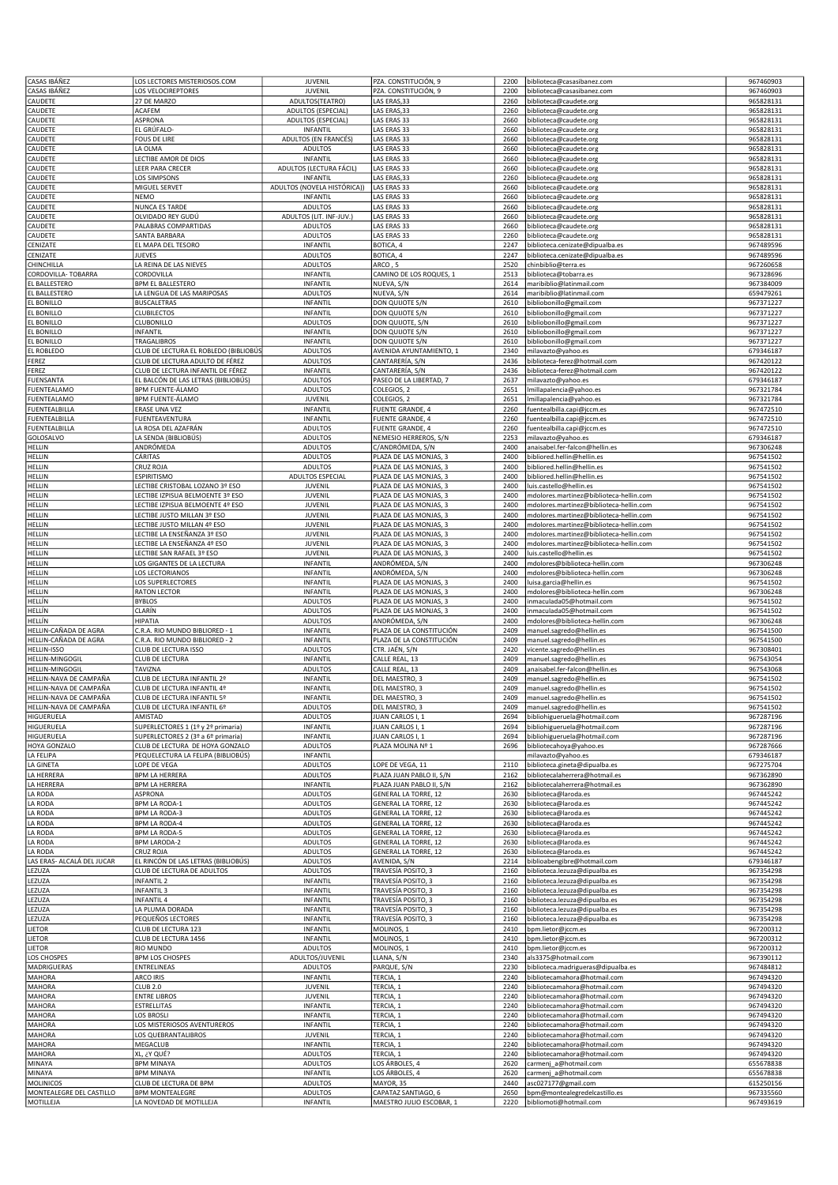| CASAS IBÁÑEZ | LOS LECTORES MISTERIOSOS.COM | JUVENIL | PZA. CONSTITUCIÓN, 9 | 2200 | biblioteca@casasibanez.com | 967460903 |
|---|---|---|---|---|---|---|
| CASAS IBÁÑEZ | LOS VELOCIREPTORES | JUVENIL | PZA. CONSTITUCIÓN, 9 | 2200 | biblioteca@casasibanez.com | 967460903 |
| CAUDETE | 27 DE MARZO | ADULTOS(TEATRO) | LAS ERAS,33 | 2260 | biblioteca@caudete.org | 965828131 |
| CAUDETE | ACAFEM | ADULTOS (ESPECIAL) | LAS ERAS,33 | 2260 | biblioteca@caudete.org | 965828131 |
| CAUDETE | ASPRONA | ADULTOS (ESPECIAL) | LAS ERAS 33 | 2660 | biblioteca@caudete.org | 965828131 |
| CAUDETE | EL GRÚFALO- | INFANTIL | LAS ERAS 33 | 2660 | biblioteca@caudete.org | 965828131 |
| CAUDETE | FOUS DE LIRE | ADULTOS (EN FRANCÉS) | LAS ERAS 33 | 2660 | biblioteca@caudete.org | 965828131 |
| CAUDETE | LA OLMA | ADULTOS | LAS ERAS 33 | 2660 | biblioteca@caudete.org | 965828131 |
| CAUDETE | LECTIBE AMOR DE DIOS | INFANTIL | LAS ERAS 33 | 2660 | biblioteca@caudete.org | 965828131 |
| CAUDETE | LEER PARA CRECER | ADULTOS (LECTURA FÁCIL) | LAS ERAS 33 | 2660 | biblioteca@caudete.org | 965828131 |
| CAUDETE | LOS SIMPSONS | INFANTIL | LAS ERAS,33 | 2260 | biblioteca@caudete.org | 965828131 |
| CAUDETE | MIGUEL SERVET | ADULTOS (NOVELA HISTÓRICA)) | LAS ERAS 33 | 2660 | biblioteca@caudete.org | 965828131 |
| CAUDETE | NEMO | INFANTIL | LAS ERAS 33 | 2660 | biblioteca@caudete.org | 965828131 |
| CAUDETE | NUNCA ES TARDE | ADULTOS | LAS ERAS 33 | 2660 | biblioteca@caudete.org | 965828131 |
| CAUDETE | OLVIDADO REY GUDÚ | ADULTOS (LIT. INF-JUV.) | LAS ERAS 33 | 2660 | biblioteca@caudete.org | 965828131 |
| CAUDETE | PALABRAS COMPARTIDAS | ADULTOS | LAS ERAS 33 | 2660 | biblioteca@caudete.org | 965828131 |
| CAUDETE | SANTA BARBARA | ADULTOS | LAS ERAS 33 | 2260 | biblioteca@caudete.org | 965828131 |
| CENIZATE | EL MAPA DEL TESORO | INFANTIL | BOTICA, 4 | 2247 | biblioteca.cenizate@dipualba.es | 967489596 |
| CENIZATE | JUEVES | ADULTOS | BOTICA, 4 | 2247 | biblioteca.cenizate@dipualba.es | 967489596 |
| CHINCHILLA | LA REINA DE LAS NIEVES | ADULTOS | ARCO , 5 | 2520 | chinbiblio@terra.es | 967260658 |
| CORDOVILLA- TOBARRA | CORDOVILLA | INFANTIL | CAMINO DE LOS ROQUES, 1 | 2513 | biblioteca@tobarra.es | 967328696 |
| EL BALLESTERO | BPM EL BALLESTERO | INFANTIL | NUEVA, S/N | 2614 | maribiblio@latinmail.com | 967384009 |
| EL BALLESTERO | LA LENGUA DE LAS MARIPOSAS | ADULTOS | NUEVA, S/N | 2614 | maribiblio@latinmail.com | 659479261 |
| EL BONILLO | BUSCALETRAS | INFANTIL | DON QUIJOTE S/N | 2610 | bibliobonillo@gmail.com | 967371227 |
| EL BONILLO | CLUBILECTOS | INFANTIL | DON QUIJOTE S/N | 2610 | bibliobonillo@gmail.com | 967371227 |
| EL BONILLO | CLUBONILLO | ADULTOS | DON QUIJOTE, S/N | 2610 | bibliobonillo@gmail.com | 967371227 |
| EL BONILLO | INFANTIL | INFANTIL | DON QUIJOTE S/N | 2610 | bibliobonillo@gmail.com | 967371227 |
| EL BONILLO | TRAGALIBROS | INFANTIL | DON QUIJOTE S/N | 2610 | bibliobonillo@gmail.com | 967371227 |
| EL ROBLEDO | CLUB DE LECTURA EL ROBLEDO (BIBLIOBÚS | ADULTOS | AVENIDA AYUNTAMIENTO, 1 | 2340 | milavazto@yahoo.es | 679346187 |
| FEREZ | CLUB DE LECTURA ADULTO DE FÉREZ | ADULTOS | CANTARERÍA, S/N | 2436 | biblioteca-ferez@hotmail.com | 967420122 |
| FEREZ | CLUB DE LECTURA INFANTIL DE FÉREZ | INFANTIL | CANTARERÍA, S/N | 2436 | biblioteca-ferez@hotmail.com | 967420122 |
| FUENSANTA | EL BALCÓN DE LAS LETRAS (BIBLIOBÚS) | ADULTOS | PASEO DE LA LIBERTAD, 7 | 2637 | milavazto@yahoo.es | 679346187 |
| FUENTEALAMO | BPM FUENTE-ÁLAMO | ADULTOS | COLEGIOS, 2 | 2651 | lmillapalencia@yahoo.es | 967321784 |
| FUENTEALAMO | BPM FUENTE-ÁLAMO | JUVENIL | COLEGIOS, 2 | 2651 | lmillapalencia@yahoo.es | 967321784 |
| FUENTEALBILLA | ERASE UNA VEZ | INFANTIL | FUENTE GRANDE, 4 | 2260 | fuentealbilla.capi@jccm.es | 967472510 |
| FUENTEALBILLA | FUENTEAVENTURA | INFANTIL | FUENTE GRANDE, 4 | 2260 | fuentealbilla.capi@jccm.es | 967472510 |
| FUENTEALBILLA | LA ROSA DEL AZAFRÁN | ADULTOS | FUENTE GRANDE, 4 | 2260 | fuentealbilla.capi@jccm.es | 967472510 |
| GOLOSALVO | LA SENDA (BIBLIOBÚS) | ADULTOS | NEMESIO HERREROS, S/N | 2253 | milavazto@yahoo.es | 679346187 |
| HELLIN | ANDRÓMEDA | ADULTOS | C/ANDRÓMEDA, S/N | 2400 | anaisabel.fer-falcon@hellin.es | 967306248 |
| HELLIN | CÁRITAS | ADULTOS | PLAZA DE LAS MONJAS, 3 | 2400 | bibliored.hellin@hellin.es | 967541502 |
| HELLIN | CRUZ ROJA | ADULTOS | PLAZA DE LAS MONJAS, 3 | 2400 | bibliored.hellin@hellin.es | 967541502 |
| HELLIN | ESPIRITISMO | ADULTOS ESPECIAL | PLAZA DE LAS MONJAS, 3 | 2400 | bibliored.hellin@hellin.es | 967541502 |
| HELLIN | LECTIBE CRISTOBAL LOZANO 3º ESO | JUVENIL | PLAZA DE LAS MONJAS, 3 | 2400 | luis.castello@hellin.es | 967541502 |
| HELLIN | LECTIBE IZPISUA BELMOENTE 3º ESO | JUVENIL | PLAZA DE LAS MONJAS, 3 | 2400 | mdolores.martinez@biblioteca-hellin.com | 967541502 |
| HELLIN | LECTIBE IZPISUA BELMOENTE 4º ESO | JUVENIL | PLAZA DE LAS MONJAS, 3 | 2400 | mdolores.martinez@biblioteca-hellin.com | 967541502 |
| HELLIN | LECTIBE JUSTO MILLAN 3º ESO | JUVENIL | PLAZA DE LAS MONJAS, 3 | 2400 | mdolores.martinez@biblioteca-hellin.com | 967541502 |
| HELLIN | LECTIBE JUSTO MILLAN 4º ESO | JUVENIL | PLAZA DE LAS MONJAS, 3 | 2400 | mdolores.martinez@biblioteca-hellin.com | 967541502 |
| HELLIN | LECTIBE LA ENSEÑANZA 3º ESO | JUVENIL | PLAZA DE LAS MONJAS, 3 | 2400 | mdolores.martinez@biblioteca-hellin.com | 967541502 |
| HELLIN | LECTIBE LA ENSEÑANZA 4º ESO | JUVENIL | PLAZA DE LAS MONJAS, 3 | 2400 | mdolores.martinez@biblioteca-hellin.com | 967541502 |
| HELLIN | LECTIBE SAN RAFAEL 3º ESO | JUVENIL | PLAZA DE LAS MONJAS, 3 | 2400 | luis.castello@hellin.es | 967541502 |
| HELLIN | LOS GIGANTES DE LA LECTURA | INFANTIL | ANDRÓMEDA, S/N | 2400 | mdolores@biblioteca-hellin.com | 967306248 |
| HELLIN | LOS LECTORIANOS | INFANTIL | ANDRÓMEDA, S/N | 2400 | mdolores@biblioteca-hellin.com | 967306248 |
| HELLIN | LOS SUPERLECTORES | INFANTIL | PLAZA DE LAS MONJAS, 3 | 2400 | luisa.garcia@hellin.es | 967541502 |
| HELLIN | RATON LECTOR | INFANTIL | PLAZA DE LAS MONJAS, 3 | 2400 | mdolores@biblioteca-hellin.com | 967306248 |
| HELLÍN | BYBLOS | ADULTOS | PLAZA DE LAS MONJAS, 3 | 2400 | inmaculada05@hotmail.com | 967541502 |
| HELLÍN | CLARÍN | ADULTOS | PLAZA DE LAS MONJAS, 3 | 2400 | inmaculada05@hotmail.com | 967541502 |
| HELLÍN | HIPATIA | ADULTOS | ANDRÓMEDA, S/N | 2400 | mdolores@biblioteca-hellin.com | 967306248 |
| HELLIN-CAÑADA DE AGRA | C.R.A. RIO MUNDO BIBLIORED - 1 | INFANTIL | PLAZA DE LA CONSTITUCIÓN | 2409 | manuel.sagredo@hellin.es | 967541500 |
| HELLIN-CAÑADA DE AGRA | C.R.A. RIO MUNDO BIBLIORED - 2 | INFANTIL | PLAZA DE LA CONSTITUCIÓN | 2409 | manuel.sagredo@hellin.es | 967541500 |
| HELLIN-ISSO | CLUB DE LECTURA ISSO | ADULTOS | CTR. JAÉN, S/N | 2420 | vicente.sagredo@hellin.es | 967308401 |
| HELLIN-MINGOGIL | CLUB DE LECTURA | INFANTIL | CALLE REAL, 13 | 2409 | manuel.sagredo@hellin.es | 967543054 |
| HELLIN-MINGOGIL | TAVIZNA | ADULTOS | CALLE REAL, 13 | 2409 | anaisabel.fer-falcon@hellin.es | 967543068 |
| HELLIN-NAVA DE CAMPAÑA | CLUB DE LECTURA INFANTIL 2º | INFANTIL | DEL MAESTRO, 3 | 2409 | manuel.sagredo@hellin.es | 967541502 |
| HELLIN-NAVA DE CAMPAÑA | CLUB DE LECTURA INFANTIL 4º | INFANTIL | DEL MAESTRO, 3 | 2409 | manuel.sagredo@hellin.es | 967541502 |
| HELLIN-NAVA DE CAMPAÑA | CLUB DE LECTURA INFANTIL 5º | INFANTIL | DEL MAESTRO, 3 | 2409 | manuel.sagredo@hellin.es | 967541502 |
| HELLIN-NAVA DE CAMPAÑA | CLUB DE LECTURA INFANTIL 6º | ADULTOS | DEL MAESTRO, 3 | 2409 | manuel.sagredo@hellin.es | 967541502 |
| HIGUERUELA | AMISTAD | ADULTOS | JUAN CARLOS I, 1 | 2694 | bibliohigueruela@hotmail.com | 967287196 |
| HIGUERUELA | SUPERLECTORES 1 (1º y 2º primaria) | INFANTIL | JUAN CARLOS I, 1 | 2694 | bibliohigueruela@hotmail.com | 967287196 |
| HIGUERUELA | SUPERLECTORES 2 (3º a 6º primaria) | INFANTIL | JUAN CARLOS I, 1 | 2694 | bibliohigueruela@hotmail.com | 967287196 |
| HOYA GONZALO | CLUB DE LECTURA DE HOYA GONZALO | ADULTOS | PLAZA MOLINA Nº 1 | 2696 | bibliotecahoya@yahoo.es | 967287666 |
| LA FELIPA | PEQUELECTURA LA FELIPA (BIBLIOBÚS) | INFANTIL | | | milavazto@yahoo.es | 679346187 |
| LA GINETA | LOPE DE VEGA | ADULTOS | LOPE DE VEGA, 11 | 2110 | biblioteca.gineta@dipualba.es | 967275704 |
| LA HERRERA | BPM LA HERRERA | ADULTOS | PLAZA JUAN PABLO II, S/N | 2162 | bibliotecalaherrera@hotmail.es | 967362890 |
| LA HERRERA | BPM LA HERRERA | INFANTIL | PLAZA JUAN PABLO II, S/N | 2162 | bibliotecalaherrera@hotmail.es | 967362890 |
| LA RODA | ASPRONA | ADULTOS | GENERAL LA TORRE, 12 | 2630 | biblioteca@laroda.es | 967445242 |
| LA RODA | BPM LA RODA-1 | ADULTOS | GENERAL LA TORRE, 12 | 2630 | biblioteca@laroda.es | 967445242 |
| LA RODA | BPM LA RODA-3 | ADULTOS | GENERAL LA TORRE, 12 | 2630 | biblioteca@laroda.es | 967445242 |
| LA RODA | BPM LA RODA-4 | ADULTOS | GENERAL LA TORRE, 12 | 2630 | biblioteca@laroda.es | 967445242 |
| LA RODA | BPM LA RODA-5 | ADULTOS | GENERAL LA TORRE, 12 | 2630 | biblioteca@laroda.es | 967445242 |
| LA RODA | BPM LARODA-2 | ADULTOS | GENERAL LA TORRE, 12 | 2630 | biblioteca@laroda.es | 967445242 |
| LA RODA | CRUZ ROJA | ADULTOS | GENERAL LA TORRE, 12 | 2630 | biblioteca@laroda.es | 967445242 |
| LAS ERAS- ALCALÁ DEL JUCAR | EL RINCÓN DE LAS LETRAS (BIBLIOBÚS) | ADULTOS | AVENIDA, S/N | 2214 | biblioabengibre@hotmail.com | 679346187 |
| LEZUZA | CLUB DE LECTURA DE ADULTOS | ADULTOS | TRAVESÍA POSITO, 3 | 2160 | biblioteca.lezuza@dipualba.es | 967354298 |
| LEZUZA | INFANTIL 2 | INFANTIL | TRAVESÍA POSITO, 3 | 2160 | biblioteca.lezuza@dipualba.es | 967354298 |
| LEZUZA | INFANTIL 3 | INFANTIL | TRAVESÍA POSITO, 3 | 2160 | biblioteca.lezuza@dipualba.es | 967354298 |
| LEZUZA | INFANTIL 4 | INFANTIL | TRAVESÍA POSITO, 3 | 2160 | biblioteca.lezuza@dipualba.es | 967354298 |
| LEZUZA | LA PLUMA DORADA | INFANTIL | TRAVESÍA POSITO, 3 | 2160 | biblioteca.lezuza@dipualba.es | 967354298 |
| LEZUZA | PEQUEÑOS LECTORES | INFANTIL | TRAVESÍA POSITO, 3 | 2160 | biblioteca.lezuza@dipualba.es | 967354298 |
| LIETOR | CLUB DE LECTURA 123 | INFANTIL | MOLINOS, 1 | 2410 | bpm.lietor@jccm.es | 967200312 |
| LIETOR | CLUB DE LECTURA 1456 | INFANTIL | MOLINOS, 1 | 2410 | bpm.lietor@jccm.es | 967200312 |
| LIETOR | RIO MUNDO | ADULTOS | MOLINOS, 1 | 2410 | bpm.lietor@jccm.es | 967200312 |
| LOS CHOSPES | BPM LOS CHOSPES | ADULTOS/JUVENIL | LLANA, S/N | 2340 | als3375@hotmail.com | 967390112 |
| MADRIGUERAS | ENTRELINEAS | ADULTOS | PARQUE, S/N | 2230 | biblioteca.madrigueras@dipualba.es | 967484812 |
| MAHORA | ARCO IRIS | INFANTIL | TERCIA, 1 | 2240 | bibliotecamahora@hotmail.com | 967494320 |
| MAHORA | CLUB 2.0 | JUVENIL | TERCIA, 1 | 2240 | bibliotecamahora@hotmail.com | 967494320 |
| MAHORA | ENTRE LIBROS | JUVENIL | TERCIA, 1 | 2240 | bibliotecamahora@hotmail.com | 967494320 |
| MAHORA | ESTRELLITAS | INFANTIL | TERCIA, 1 | 2240 | bibliotecamahora@hotmail.com | 967494320 |
| MAHORA | LOS BROSLI | INFANTIL | TERCIA, 1 | 2240 | bibliotecamahora@hotmail.com | 967494320 |
| MAHORA | LOS MISTERIOSOS AVENTUREROS | INFANTIL | TERCIA, 1 | 2240 | bibliotecamahora@hotmail.com | 967494320 |
| MAHORA | LOS QUEBRANTALIBROS | JUVENIL | TERCIA, 1 | 2240 | bibliotecamahora@hotmail.com | 967494320 |
| MAHORA | MEGACLUB | INFANTIL | TERCIA, 1 | 2240 | bibliotecamahora@hotmail.com | 967494320 |
| MAHORA | XL, ¿Y QUÉ? | ADULTOS | TERCIA, 1 | 2240 | bibliotecamahora@hotmail.com | 967494320 |
| MINAYA | BPM MINAYA | ADULTOS | LOS ÁRBOLES, 4 | 2620 | carmenj_a@hotmail.com | 655678838 |
| MINAYA | BPM MINAYA | INFANTIL | LOS ÁRBOLES, 4 | 2620 | carmenj_a@hotmail.com | 655678838 |
| MOLINICOS | CLUB DE LECTURA DE BPM | ADULTOS | MAYOR, 35 | 2440 | asc027177@gmail.com | 615250156 |
| MONTEALEGRE DEL CASTILLO | BPM MONTEALEGRE | ADULTOS | CAPATAZ SANTIAGO, 6 | 2650 | bpm@montealegredelcastillo.es | 967335560 |
| MOTILLEJA | LA NOVEDAD DE MOTILLEJA | INFANTIL | MAESTRO JULIO ESCOBAR, 1 | 2220 | bibliomoti@hotmail.com | 967493619 |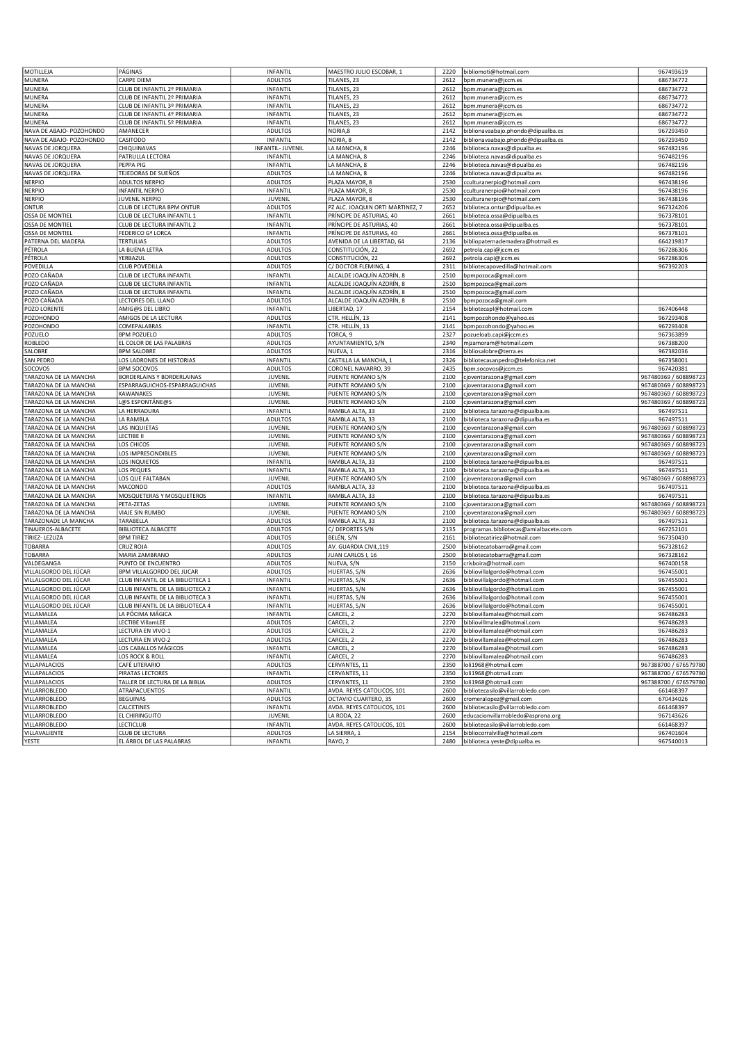| | | | | | | |
|---|---|---|---|---|---|---|
| MOTILLEJA | PÁGINAS | INFANTIL | MAESTRO JULIO ESCOBAR, 1 | 2220 | bibliomoti@hotmail.com | 967493619 |
| MUNERA | CARPE DIEM | ADULTOS | TILANES, 23 | 2612 | bpm.munera@jccm.es | 686734772 |
| MUNERA | CLUB DE INFANTIL 2º PRIMARIA | INFANTIL | TILANES, 23 | 2612 | bpm.munera@jccm.es | 686734772 |
| MUNERA | CLUB DE INFANTIL 2º PRIMARIA | INFANTIL | TILANES, 23 | 2612 | bpm.munera@jccm.es | 686734772 |
| MUNERA | CLUB DE INFANTIL 3º PRIMARIA | INFANTIL | TILANES, 23 | 2612 | bpm.munera@jccm.es | 686734772 |
| MUNERA | CLUB DE INFANTIL 4º PRIMARIA | INFANTIL | TILANES, 23 | 2612 | bpm.munera@jccm.es | 686734772 |
| MUNERA | CLUB DE INFANTIL 5º PRIMARIA | INFANTIL | TILANES, 23 | 2612 | bpm.munera@jccm.es | 686734772 |
| NAVA DE ABAJO- POZOHONDO | AMANECER | ADULTOS | NORIA,8 | 2142 | biblionavaabajo.phondo@dipualba.es | 967293450 |
| NAVA DE ABAJO- POZOHONDO | CASITODO | INFANTIL | NORIA, 8 | 2142 | biblionavaabajo.phondo@dipualba.es | 967293450 |
| NAVAS DE JORQUERA | CHIQUINAVAS | INFANTIL- JUVENIL | LA MANCHA, 8 | 2246 | biblioteca.navas@dipualba.es | 967482196 |
| NAVAS DE JORQUERA | PATRULLA LECTORA | INFANTIL | LA MANCHA, 8 | 2246 | biblioteca.navas@dipualba.es | 967482196 |
| NAVAS DE JORQUERA | PEPPA PIG | INFANTIL | LA MANCHA, 8 | 2246 | biblioteca.navas@dipualba.es | 967482196 |
| NAVAS DE JORQUERA | TEJEDORAS DE SUEÑOS | ADULTOS | LA MANCHA, 8 | 2246 | biblioteca.navas@dipualba.es | 967482196 |
| NERPIO | ADULTOS NERPIO | ADULTOS | PLAZA MAYOR, 8 | 2530 | cculturanerpio@hotmail.com | 967438196 |
| NERPIO | INFANTIL NERPIO | INFANTIL | PLAZA MAYOR, 8 | 2530 | cculturanerpio@hotmail.com | 967438196 |
| NERPIO | JUVENIL NERPIO | JUVENIL | PLAZA MAYOR, 8 | 2530 | cculturanerpio@hotmail.com | 967438196 |
| ONTUR | CLUB DE LECTURA BPM ONTUR | ADULTOS | PZ ALC. JOAQUIN ORTI MARTINEZ, 7 | 2652 | biblioteca.ontur@dipualba.es | 967324206 |
| OSSA DE MONTIEL | CLUB DE LECTURA INFANTIL 1 | INFANTIL | PRÍNCIPE DE ASTURIAS, 40 | 2661 | biblioteca.ossa@dipualba.es | 967378101 |
| OSSA DE MONTIEL | CLUB DE LECTURA INFANTIL 2 | INFANTIL | PRÍNCIPE DE ASTURIAS, 40 | 2661 | biblioteca.ossa@dipualba.es | 967378101 |
| OSSA DE MONTIEL | FEDERICO Gª LORCA | INFANTIL | PRÍNCIPE DE ASTURIAS, 40 | 2661 | biblioteca.ossa@dipualba.es | 967378101 |
| PATERNA DEL MADERA | TERTULIAS | ADULTOS | AVENIDA DE LA LIBERTAD, 64 | 2136 | bibliopaternademadera@hotmail.es | 664219817 |
| PÉTROLA | LA BUENA LETRA | ADULTOS | CONSTITUCIÓN, 22 | 2692 | petrola.capi@jccm.es | 967286306 |
| PÉTROLA | YERBAZUL | ADULTOS | CONSTITUCIÓN, 22 | 2692 | petrola.capi@jccm.es | 967286306 |
| POVEDILLA | CLUB POVEDILLA | ADULTOS | C/ DOCTOR FLEMING, 4 | 2311 | bibliotecapovedilla@hotmail.com | 967392203 |
| POZO CAÑADA | CLUB DE LECTURA INFANTIL | INFANTIL | ALCALDE JOAQUÍN AZORÍN, 8 | 2510 | bpmpozoca@gmail.com | |
| POZO CAÑADA | CLUB DE LECTURA INFANTIL | INFANTIL | ALCALDE JOAQUÍN AZORÍN, 8 | 2510 | bpmpozoca@gmail.com | |
| POZO CAÑADA | CLUB DE LECTURA INFANTIL | INFANTIL | ALCALDE JOAQUÍN AZORÍN, 8 | 2510 | bpmpozoca@gmail.com | |
| POZO CAÑADA | LECTORES DEL LLANO | ADULTOS | ALCALDE JOAQUÍN AZORÍN, 8 | 2510 | bpmpozoca@gmail.com | |
| POZO LORENTE | AMIG@S DEL LIBRO | INFANTIL | LIBERTAD, 17 | 2154 | bibliotecapl@hotmail.com | 967406448 |
| POZOHONDO | AMIGOS DE LA LECTURA | ADULTOS | CTR. HELLÍN, 13 | 2141 | bpmpozohondo@yahoo.es | 967293408 |
| POZOHONDO | COMEPALABRAS | INFANTIL | CTR. HELLÍN, 13 | 2141 | bpmpozohondo@yahoo.es | 967293408 |
| POZUELO | BPM POZUELO | ADULTOS | TORCA, 9 | 2327 | pozueloab.capi@jccm.es | 967363899 |
| ROBLEDO | EL COLOR DE LAS PALABRAS | ADULTOS | AYUNTAMIENTO, S/N | 2340 | mjzamoram@hotmail.com | 967388200 |
| SALOBRE | BPM SALOBRE | ADULTOS | NUEVA, 1 | 2316 | bibliosalobre@terra.es | 967382036 |
| SAN PEDRO | LOS LADRONES DE HISTORIAS | INFANTIL | CASTILLA LA MANCHA, 1 | 2326 | bibliotecasanpedro@telefonica.net | 967358001 |
| SOCOVOS | BPM SOCOVOS | ADULTOS | CORONEL NAVARRO, 39 | 2435 | bpm.socovos@jccm.es | 967420381 |
| TARAZONA DE LA MANCHA | BORDERLAINS Y BORDERLAINAS | JUVENIL | PUENTE ROMANO S/N | 2100 | cjoventarazona@gmail.com | 967480369 / 608898723 |
| TARAZONA DE LA MANCHA | ESPARRAGUICHOS-ESPARRAGUICHAS | JUVENIL | PUENTE ROMANO S/N | 2100 | cjoventarazona@gmail.com | 967480369 / 608898723 |
| TARAZONA DE LA MANCHA | KAWANAKES | JUVENIL | PUENTE ROMANO S/N | 2100 | cjoventarazona@gmail.com | 967480369 / 608898723 |
| TARAZONA DE LA MANCHA | L@S ESPONTÁNE@S | JUVENIL | PUENTE ROMANO S/N | 2100 | cjoventarazona@gmail.com | 967480369 / 608898723 |
| TARAZONA DE LA MANCHA | LA HERRADURA | INFANTIL | RAMBLA ALTA, 33 | 2100 | biblioteca.tarazona@dipualba.es | 967497511 |
| TARAZONA DE LA MANCHA | LA RAMBLA | ADULTOS | RAMBLA ALTA, 33 | 2100 | biblioteca.tarazona@dipualba.es | 967497511 |
| TARAZONA DE LA MANCHA | LAS INQUIETAS | JUVENIL | PUENTE ROMANO S/N | 2100 | cjoventarazona@gmail.com | 967480369 / 608898723 |
| TARAZONA DE LA MANCHA | LECTIBE II | JUVENIL | PUENTE ROMANO S/N | 2100 | cjoventarazona@gmail.com | 967480369 / 608898723 |
| TARAZONA DE LA MANCHA | LOS CHICOS | JUVENIL | PUENTE ROMANO S/N | 2100 | cjoventarazona@gmail.com | 967480369 / 608898723 |
| TARAZONA DE LA MANCHA | LOS IMPRESCINDIBLES | JUVENIL | PUENTE ROMANO S/N | 2100 | cjoventarazona@gmail.com | 967480369 / 608898723 |
| TARAZONA DE LA MANCHA | LOS INQUIETOS | INFANTIL | RAMBLA ALTA, 33 | 2100 | biblioteca.tarazona@dipualba.es | 967497511 |
| TARAZONA DE LA MANCHA | LOS PEQUES | INFANTIL | RAMBLA ALTA, 33 | 2100 | biblioteca.tarazona@dipualba.es | 967497511 |
| TARAZONA DE LA MANCHA | LOS QUE FALTABAN | JUVENIL | PUENTE ROMANO S/N | 2100 | cjoventarazona@gmail.com | 967480369 / 608898723 |
| TARAZONA DE LA MANCHA | MACONDO | ADULTOS | RAMBLA ALTA, 33 | 2100 | biblioteca.tarazona@dipualba.es | 967497511 |
| TARAZONA DE LA MANCHA | MOSQUETERAS Y MOSQUETEROS | INFANTIL | RAMBLA ALTA, 33 | 2100 | biblioteca.tarazona@dipualba.es | 967497511 |
| TARAZONA DE LA MANCHA | PETA-ZETAS | JUVENIL | PUENTE ROMANO S/N | 2100 | cjoventarazona@gmail.com | 967480369 / 608898723 |
| TARAZONA DE LA MANCHA | VIAJE SIN RUMBO | JUVENIL | PUENTE ROMANO S/N | 2100 | cjoventarazona@gmail.com | 967480369 / 608898723 |
| TARAZONADE LA MANCHA | TARABELLA | ADULTOS | RAMBLA ALTA, 33 | 2100 | biblioteca.tarazona@dipualba.es | 967497511 |
| TINAJEROS-ALBACETE | BIBLIOTECA ALBACETE | ADULTOS | C/ DEPORTES S/N | 2135 | programas.bibliotecas@amialbacete.com | 967252101 |
| TÍRIEZ- LEZUZA | BPM TIRÍEZ | ADULTOS | BELÉN, S/N | 2161 | bibliotecatiriez@hotmail.com | 967350430 |
| TOBARRA | CRUZ ROJA | ADULTOS | AV. GUARDIA CIVIL,119 | 2500 | bibliotecatobarra@gmail.com | 967328162 |
| TOBARRA | MARIA ZAMBRANO | ADULTOS | JUAN CARLOS I, 16 | 2500 | bibliotecatobarra@gmail.com | 967328162 |
| VALDEGANGA | PUNTO DE ENCUENTRO | ADULTOS | NUEVA, S/N | 2150 | crisboira@hotmail.com | 967400158 |
| VILLALGORDO DEL JÚCAR | BPM VILLALGORDO DEL JUCAR | ADULTOS | HUERTAS, S/N | 2636 | bibliovillalgordo@hotmail.com | 967455001 |
| VILLALGORDO DEL JÚCAR | CLUB INFANTIL DE LA BIBLIOTECA 1 | INFANTIL | HUERTAS, S/N | 2636 | bibliovillalgordo@hotmail.com | 967455001 |
| VILLALGORDO DEL JÚCAR | CLUB INFANTIL DE LA BIBLIOTECA 2 | INFANTIL | HUERTAS, S/N | 2636 | bibliovillalgordo@hotmail.com | 967455001 |
| VILLALGORDO DEL JÚCAR | CLUB INFANTIL DE LA BIBLIOTECA 3 | INFANTIL | HUERTAS, S/N | 2636 | bibliovillalgordo@hotmail.com | 967455001 |
| VILLALGORDO DEL JÚCAR | CLUB INFANTIL DE LA BIBLIOTECA 4 | INFANTIL | HUERTAS, S/N | 2636 | bibliovillalgordo@hotmail.com | 967455001 |
| VILLAMALEA | LA PÓCIMA MÁGICA | INFANTIL | CARCEL, 2 | 2270 | bibliovillamalea@hotmail.com | 967486283 |
| VILLAMALEA | LECTIBE VillamLEE | ADULTOS | CARCEL, 2 | 2270 | bibliovillmalea@hotmail.com | 967486283 |
| VILLAMALEA | LECTURA EN VIVO-1 | ADULTOS | CARCEL, 2 | 2270 | bibliovillamalea@hotmail.com | 967486283 |
| VILLAMALEA | LECTURA EN VIVO-2 | ADULTOS | CARCEL, 2 | 2270 | bibliovillamalea@hotmail.com | 967486283 |
| VILLAMALEA | LOS CABALLOS MÁGICOS | INFANTIL | CARCEL, 2 | 2270 | bibliovillamalea@hotmail.com | 967486283 |
| VILLAMALEA | LOS ROCK & ROLL | INFANTIL | CARCEL, 2 | 2270 | bibliovillamalea@hotmail.com | 967486283 |
| VILLAPALACIOS | CAFÉ LITERARIO | ADULTOS | CERVANTES, 11 | 2350 | loli1968@hotmail.com | 967388700 / 676579780 |
| VILLAPALACIOS | PIRATAS LECTORES | INFANTIL | CERVANTES, 11 | 2350 | loli1968@hotmail.com | 967388700 / 676579780 |
| VILLAPALACIOS | TALLER DE LECTURA DE LA BIBLIA | ADULTOS | CERVANTES, 11 | 2350 | loli1968@hotmail.com | 967388700 / 676579780 |
| VILLARROBLEDO | ATRAPACUENTOS | INFANTIL | AVDA. REYES CATOLICOS, 101 | 2600 | bibliotecasilo@villarrobledo.com | 661468397 |
| VILLARROBLEDO | BEGUINAS | ADULTOS | OCTAVIO CUARTERO, 35 | 2600 | cromeralopez@gmail.com | 670434026 |
| VILLARROBLEDO | CALCETINES | INFANTIL | AVDA. REYES CATOLICOS, 101 | 2600 | bibliotecasilo@villarrobledo.com | 661468397 |
| VILLARROBLEDO | EL CHIRINGUITO | JUVENIL | LA RODA, 22 | 2600 | educacionvillarrobledo@asprona.org | 967143626 |
| VILLARROBLEDO | LECTICLUB | INFANTIL | AVDA. REYES CATOLICOS, 101 | 2600 | bibliotecasilo@villarrobledo.com | 661468397 |
| VILLAVALIENTE | CLUB DE LECTURA | ADULTOS | LA SIERRA, 1 | 2154 | bibliocorralvilla@hotmail.com | 967401604 |
| YESTE | EL ÁRBOL DE LAS PALABRAS | INFANTIL | RAYO, 2 | 2480 | biblioteca.yeste@dipualba.es | 967540013 |